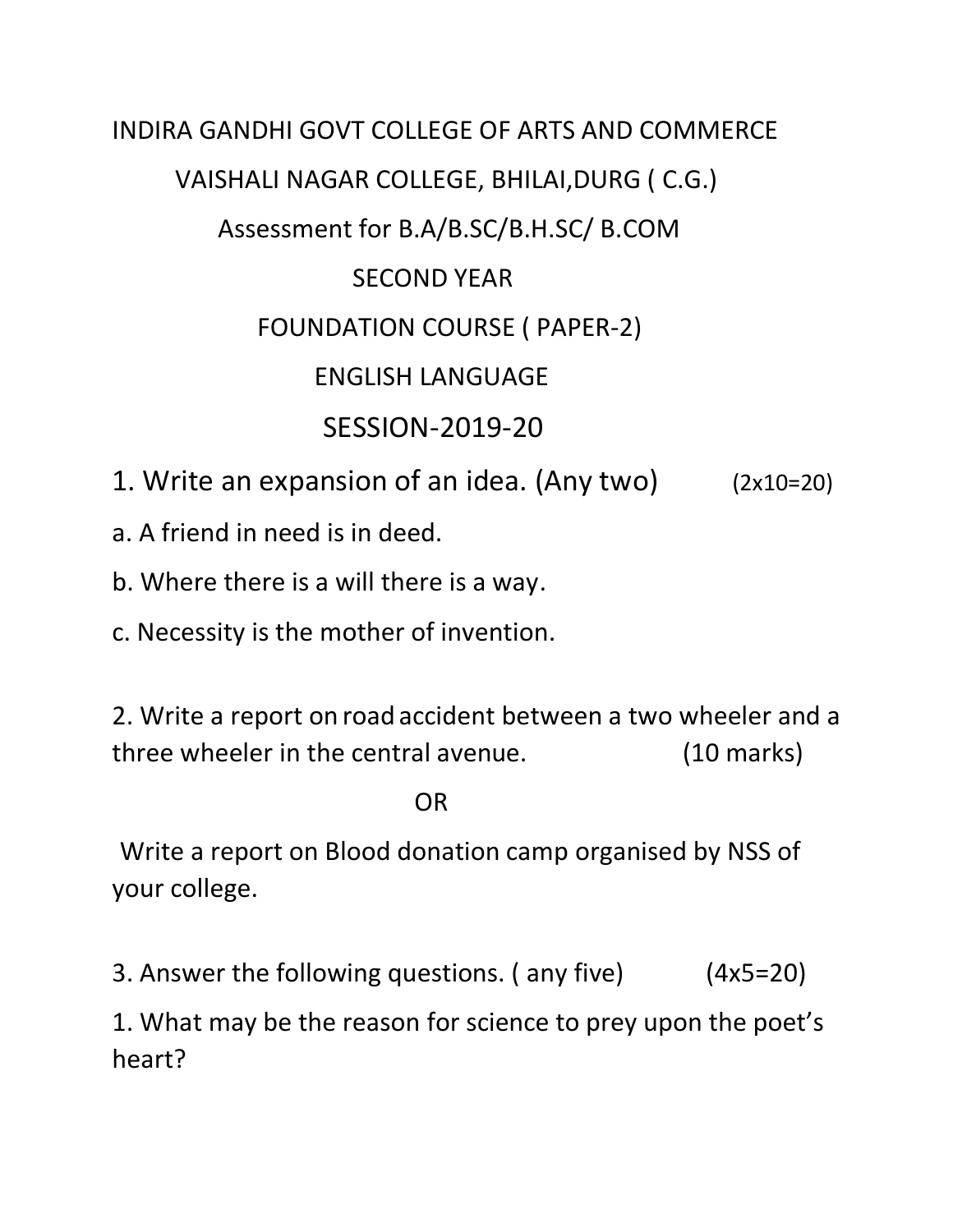# INDIRA GANDHI GOVT COLLEGE OF ARTS AND COMMERCE

## VAISHALI NAGAR COLLEGE, BHILAI,DURG ( C.G.)

### Assessment for B.A/B.SC/B.H.SC/ B.COM

### SECOND YEAR

### FOUNDATION COURSE ( PAPER-2)

### ENGLISH LANGUAGE

### SESSION-2019-20

1. Write an expansion of an idea. (Any two) (2x10=20)

a. A friend in need is in deed.

b. Where there is a will there is a way.

c. Necessity is the mother of invention.

2. Write a report on road accident between a two wheeler and a three wheeler in the central avenue. (10 marks)

OR

Write a report on Blood donation camp organised by NSS of your college.

3. Answer the following questions. ( any five) (4x5=20)

1. What may be the reason for science to prey upon the poet's heart?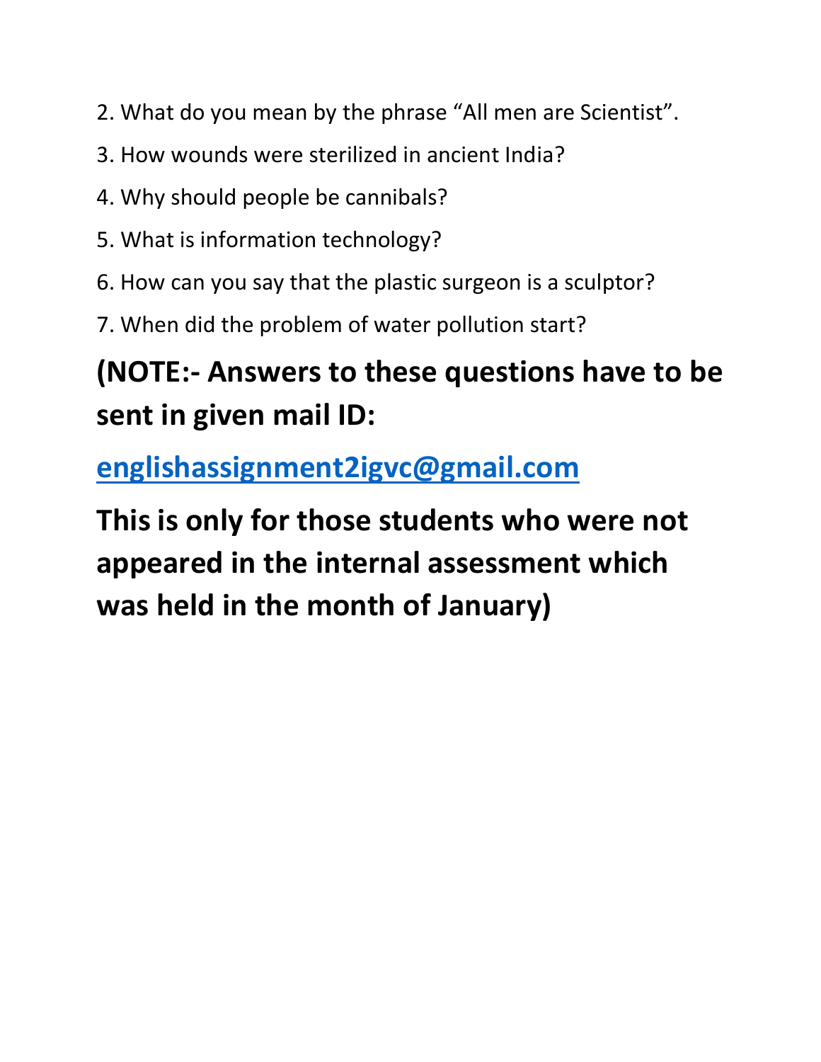2. What do you mean by the phrase "All men are Scientist".
3. How wounds were sterilized in ancient India?
4. Why should people be cannibals?
5. What is information technology?
6. How can you say that the plastic surgeon is a sculptor?
7. When did the problem of water pollution start?

**(NOTE:- Answers to these questions have to be sent in given mail ID:**

**englishassignment2igvc@gmail.com**

**This is only for those students who were not appeared in the internal assessment which was held in the month of January)**